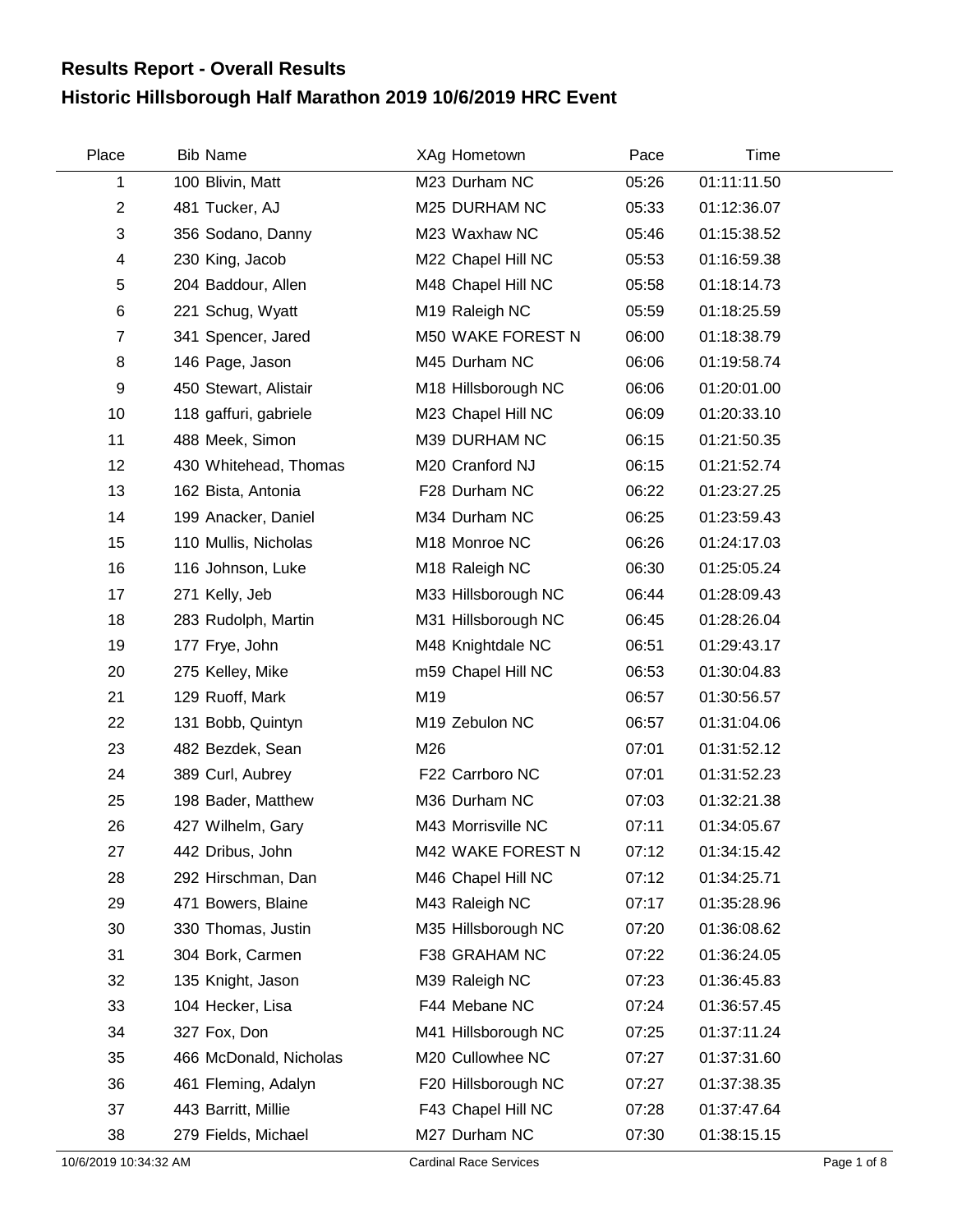## Results Report - Overall Results

## Historic Hillsborough Half Marathon 2019 10/6/2019 HRC Event

| Place | Bib | Name | XAg | Hometown | Pace | Time |
|---|---|---|---|---|---|---|
| 1 | 100 | Blivin, Matt | M23 | Durham NC | 05:26 | 01:11:11.50 |
| 2 | 481 | Tucker, AJ | M25 | DURHAM NC | 05:33 | 01:12:36.07 |
| 3 | 356 | Sodano, Danny | M23 | Waxhaw NC | 05:46 | 01:15:38.52 |
| 4 | 230 | King, Jacob | M22 | Chapel Hill NC | 05:53 | 01:16:59.38 |
| 5 | 204 | Baddour, Allen | M48 | Chapel Hill NC | 05:58 | 01:18:14.73 |
| 6 | 221 | Schug, Wyatt | M19 | Raleigh NC | 05:59 | 01:18:25.59 |
| 7 | 341 | Spencer, Jared | M50 | WAKE FOREST N | 06:00 | 01:18:38.79 |
| 8 | 146 | Page, Jason | M45 | Durham NC | 06:06 | 01:19:58.74 |
| 9 | 450 | Stewart, Alistair | M18 | Hillsborough NC | 06:06 | 01:20:01.00 |
| 10 | 118 | gaffuri, gabriele | M23 | Chapel Hill NC | 06:09 | 01:20:33.10 |
| 11 | 488 | Meek, Simon | M39 | DURHAM NC | 06:15 | 01:21:50.35 |
| 12 | 430 | Whitehead, Thomas | M20 | Cranford NJ | 06:15 | 01:21:52.74 |
| 13 | 162 | Bista, Antonia | F28 | Durham NC | 06:22 | 01:23:27.25 |
| 14 | 199 | Anacker, Daniel | M34 | Durham NC | 06:25 | 01:23:59.43 |
| 15 | 110 | Mullis, Nicholas | M18 | Monroe NC | 06:26 | 01:24:17.03 |
| 16 | 116 | Johnson, Luke | M18 | Raleigh NC | 06:30 | 01:25:05.24 |
| 17 | 271 | Kelly, Jeb | M33 | Hillsborough NC | 06:44 | 01:28:09.43 |
| 18 | 283 | Rudolph, Martin | M31 | Hillsborough NC | 06:45 | 01:28:26.04 |
| 19 | 177 | Frye, John | M48 | Knightdale NC | 06:51 | 01:29:43.17 |
| 20 | 275 | Kelley, Mike | m59 | Chapel Hill NC | 06:53 | 01:30:04.83 |
| 21 | 129 | Ruoff, Mark | M19 | | 06:57 | 01:30:56.57 |
| 22 | 131 | Bobb, Quintyn | M19 | Zebulon NC | 06:57 | 01:31:04.06 |
| 23 | 482 | Bezdek, Sean | M26 | | 07:01 | 01:31:52.12 |
| 24 | 389 | Curl, Aubrey | F22 | Carrboro NC | 07:01 | 01:31:52.23 |
| 25 | 198 | Bader, Matthew | M36 | Durham NC | 07:03 | 01:32:21.38 |
| 26 | 427 | Wilhelm, Gary | M43 | Morrisville NC | 07:11 | 01:34:05.67 |
| 27 | 442 | Dribus, John | M42 | WAKE FOREST N | 07:12 | 01:34:15.42 |
| 28 | 292 | Hirschman, Dan | M46 | Chapel Hill NC | 07:12 | 01:34:25.71 |
| 29 | 471 | Bowers, Blaine | M43 | Raleigh NC | 07:17 | 01:35:28.96 |
| 30 | 330 | Thomas, Justin | M35 | Hillsborough NC | 07:20 | 01:36:08.62 |
| 31 | 304 | Bork, Carmen | F38 | GRAHAM NC | 07:22 | 01:36:24.05 |
| 32 | 135 | Knight, Jason | M39 | Raleigh NC | 07:23 | 01:36:45.83 |
| 33 | 104 | Hecker, Lisa | F44 | Mebane NC | 07:24 | 01:36:57.45 |
| 34 | 327 | Fox, Don | M41 | Hillsborough NC | 07:25 | 01:37:11.24 |
| 35 | 466 | McDonald, Nicholas | M20 | Cullowhee NC | 07:27 | 01:37:31.60 |
| 36 | 461 | Fleming, Adalyn | F20 | Hillsborough NC | 07:27 | 01:37:38.35 |
| 37 | 443 | Barritt, Millie | F43 | Chapel Hill NC | 07:28 | 01:37:47.64 |
| 38 | 279 | Fields, Michael | M27 | Durham NC | 07:30 | 01:38:15.15 |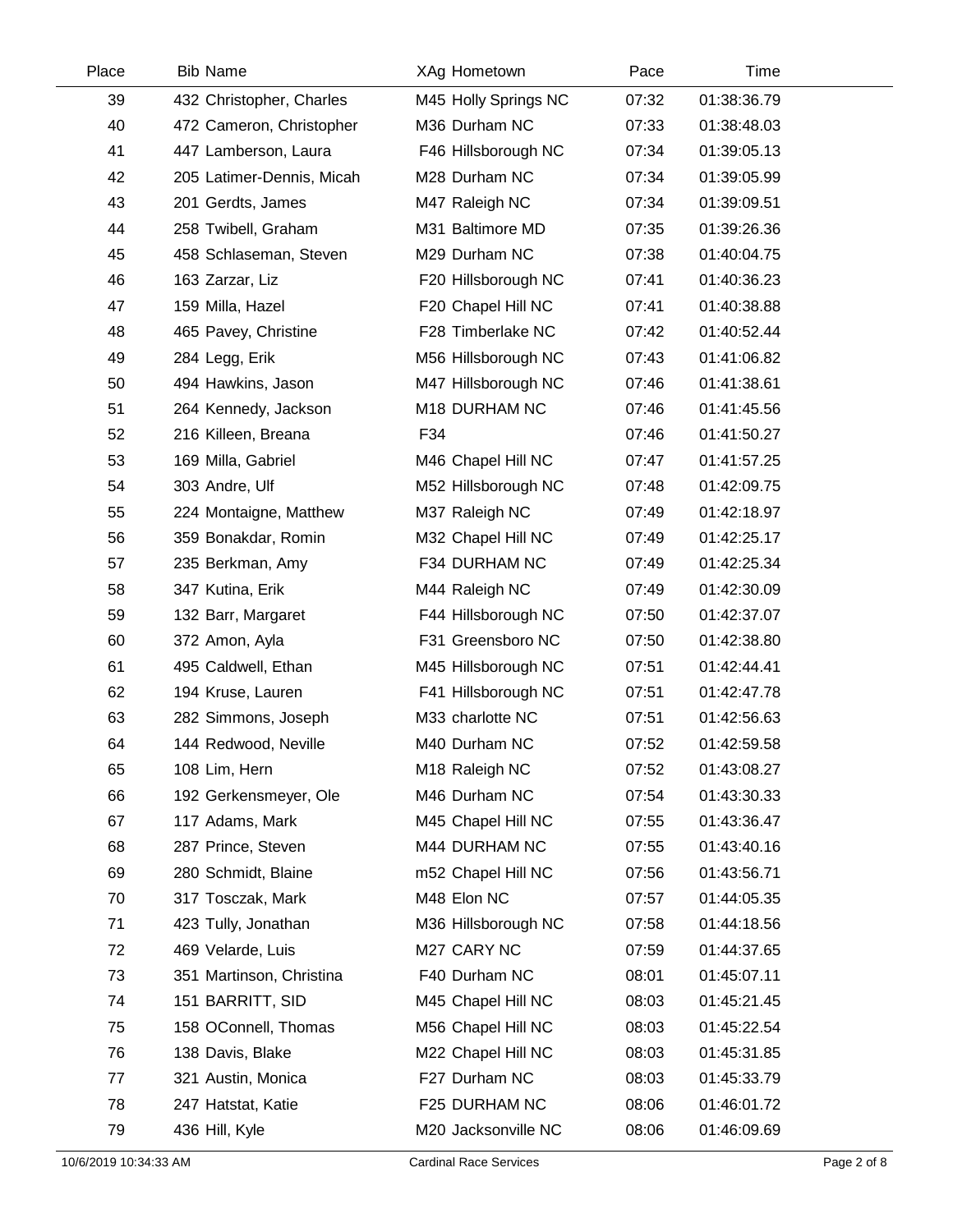| Place | Bib | Name | XAg | Hometown | Pace | Time |
|---|---|---|---|---|---|---|
| 39 | 432 | Christopher, Charles | M45 | Holly Springs NC | 07:32 | 01:38:36.79 |
| 40 | 472 | Cameron, Christopher | M36 | Durham NC | 07:33 | 01:38:48.03 |
| 41 | 447 | Lamberson, Laura | F46 | Hillsborough NC | 07:34 | 01:39:05.13 |
| 42 | 205 | Latimer-Dennis, Micah | M28 | Durham NC | 07:34 | 01:39:05.99 |
| 43 | 201 | Gerdts, James | M47 | Raleigh NC | 07:34 | 01:39:09.51 |
| 44 | 258 | Twibell, Graham | M31 | Baltimore MD | 07:35 | 01:39:26.36 |
| 45 | 458 | Schlaseman, Steven | M29 | Durham NC | 07:38 | 01:40:04.75 |
| 46 | 163 | Zarzar, Liz | F20 | Hillsborough NC | 07:41 | 01:40:36.23 |
| 47 | 159 | Milla, Hazel | F20 | Chapel Hill NC | 07:41 | 01:40:38.88 |
| 48 | 465 | Pavey, Christine | F28 | Timberlake NC | 07:42 | 01:40:52.44 |
| 49 | 284 | Legg, Erik | M56 | Hillsborough NC | 07:43 | 01:41:06.82 |
| 50 | 494 | Hawkins, Jason | M47 | Hillsborough NC | 07:46 | 01:41:38.61 |
| 51 | 264 | Kennedy, Jackson | M18 | DURHAM NC | 07:46 | 01:41:45.56 |
| 52 | 216 | Killeen, Breana | F34 | | 07:46 | 01:41:50.27 |
| 53 | 169 | Milla, Gabriel | M46 | Chapel Hill NC | 07:47 | 01:41:57.25 |
| 54 | 303 | Andre, Ulf | M52 | Hillsborough NC | 07:48 | 01:42:09.75 |
| 55 | 224 | Montaigne, Matthew | M37 | Raleigh NC | 07:49 | 01:42:18.97 |
| 56 | 359 | Bonakdar, Romin | M32 | Chapel Hill NC | 07:49 | 01:42:25.17 |
| 57 | 235 | Berkman, Amy | F34 | DURHAM NC | 07:49 | 01:42:25.34 |
| 58 | 347 | Kutina, Erik | M44 | Raleigh NC | 07:49 | 01:42:30.09 |
| 59 | 132 | Barr, Margaret | F44 | Hillsborough NC | 07:50 | 01:42:37.07 |
| 60 | 372 | Amon, Ayla | F31 | Greensboro NC | 07:50 | 01:42:38.80 |
| 61 | 495 | Caldwell, Ethan | M45 | Hillsborough NC | 07:51 | 01:42:44.41 |
| 62 | 194 | Kruse, Lauren | F41 | Hillsborough NC | 07:51 | 01:42:47.78 |
| 63 | 282 | Simmons, Joseph | M33 | charlotte NC | 07:51 | 01:42:56.63 |
| 64 | 144 | Redwood, Neville | M40 | Durham NC | 07:52 | 01:42:59.58 |
| 65 | 108 | Lim, Hern | M18 | Raleigh NC | 07:52 | 01:43:08.27 |
| 66 | 192 | Gerkensmeyer, Ole | M46 | Durham NC | 07:54 | 01:43:30.33 |
| 67 | 117 | Adams, Mark | M45 | Chapel Hill NC | 07:55 | 01:43:36.47 |
| 68 | 287 | Prince, Steven | M44 | DURHAM NC | 07:55 | 01:43:40.16 |
| 69 | 280 | Schmidt, Blaine | m52 | Chapel Hill NC | 07:56 | 01:43:56.71 |
| 70 | 317 | Tosczak, Mark | M48 | Elon NC | 07:57 | 01:44:05.35 |
| 71 | 423 | Tully, Jonathan | M36 | Hillsborough NC | 07:58 | 01:44:18.56 |
| 72 | 469 | Velarde, Luis | M27 | CARY NC | 07:59 | 01:44:37.65 |
| 73 | 351 | Martinson, Christina | F40 | Durham NC | 08:01 | 01:45:07.11 |
| 74 | 151 | BARRITT, SID | M45 | Chapel Hill NC | 08:03 | 01:45:21.45 |
| 75 | 158 | OConnell, Thomas | M56 | Chapel Hill NC | 08:03 | 01:45:22.54 |
| 76 | 138 | Davis, Blake | M22 | Chapel Hill NC | 08:03 | 01:45:31.85 |
| 77 | 321 | Austin, Monica | F27 | Durham NC | 08:03 | 01:45:33.79 |
| 78 | 247 | Hatstat, Katie | F25 | DURHAM NC | 08:06 | 01:46:01.72 |
| 79 | 436 | Hill, Kyle | M20 | Jacksonville NC | 08:06 | 01:46:09.69 |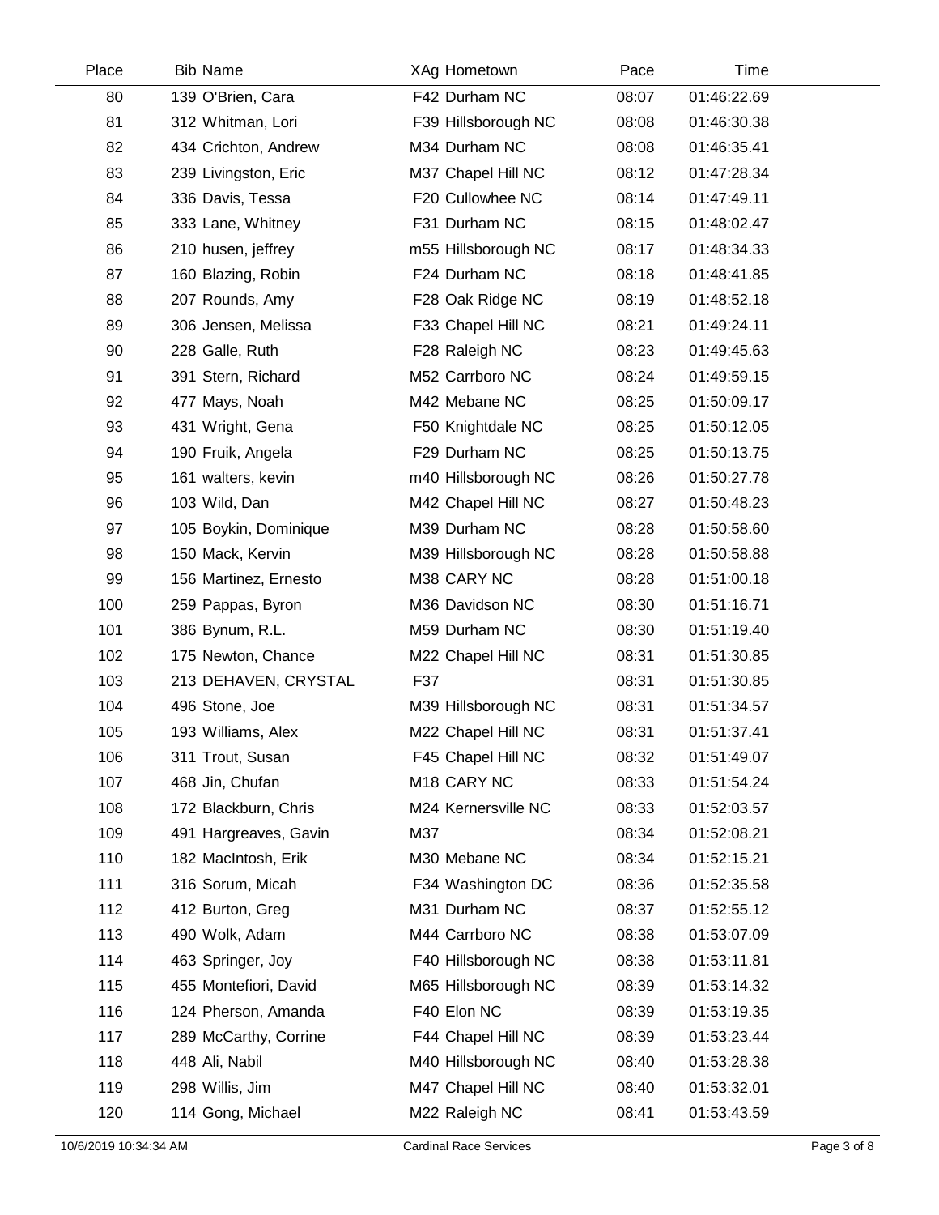| Place | Bib | Name | XAg | Hometown | Pace | Time |
|---|---|---|---|---|---|---|
| 80 | 139 | O'Brien, Cara | F42 | Durham NC | 08:07 | 01:46:22.69 |
| 81 | 312 | Whitman, Lori | F39 | Hillsborough NC | 08:08 | 01:46:30.38 |
| 82 | 434 | Crichton, Andrew | M34 | Durham NC | 08:08 | 01:46:35.41 |
| 83 | 239 | Livingston, Eric | M37 | Chapel Hill NC | 08:12 | 01:47:28.34 |
| 84 | 336 | Davis, Tessa | F20 | Cullowhee NC | 08:14 | 01:47:49.11 |
| 85 | 333 | Lane, Whitney | F31 | Durham NC | 08:15 | 01:48:02.47 |
| 86 | 210 | husen, jeffrey | m55 | Hillsborough NC | 08:17 | 01:48:34.33 |
| 87 | 160 | Blazing, Robin | F24 | Durham NC | 08:18 | 01:48:41.85 |
| 88 | 207 | Rounds, Amy | F28 | Oak Ridge NC | 08:19 | 01:48:52.18 |
| 89 | 306 | Jensen, Melissa | F33 | Chapel Hill NC | 08:21 | 01:49:24.11 |
| 90 | 228 | Galle, Ruth | F28 | Raleigh NC | 08:23 | 01:49:45.63 |
| 91 | 391 | Stern, Richard | M52 | Carrboro NC | 08:24 | 01:49:59.15 |
| 92 | 477 | Mays, Noah | M42 | Mebane NC | 08:25 | 01:50:09.17 |
| 93 | 431 | Wright, Gena | F50 | Knightdale NC | 08:25 | 01:50:12.05 |
| 94 | 190 | Fruik, Angela | F29 | Durham NC | 08:25 | 01:50:13.75 |
| 95 | 161 | walters, kevin | m40 | Hillsborough NC | 08:26 | 01:50:27.78 |
| 96 | 103 | Wild, Dan | M42 | Chapel Hill NC | 08:27 | 01:50:48.23 |
| 97 | 105 | Boykin, Dominique | M39 | Durham NC | 08:28 | 01:50:58.60 |
| 98 | 150 | Mack, Kervin | M39 | Hillsborough NC | 08:28 | 01:50:58.88 |
| 99 | 156 | Martinez, Ernesto | M38 | CARY NC | 08:28 | 01:51:00.18 |
| 100 | 259 | Pappas, Byron | M36 | Davidson NC | 08:30 | 01:51:16.71 |
| 101 | 386 | Bynum, R.L. | M59 | Durham NC | 08:30 | 01:51:19.40 |
| 102 | 175 | Newton, Chance | M22 | Chapel Hill NC | 08:31 | 01:51:30.85 |
| 103 | 213 | DEHAVEN, CRYSTAL | F37 | | 08:31 | 01:51:30.85 |
| 104 | 496 | Stone, Joe | M39 | Hillsborough NC | 08:31 | 01:51:34.57 |
| 105 | 193 | Williams, Alex | M22 | Chapel Hill NC | 08:31 | 01:51:37.41 |
| 106 | 311 | Trout, Susan | F45 | Chapel Hill NC | 08:32 | 01:51:49.07 |
| 107 | 468 | Jin, Chufan | M18 | CARY NC | 08:33 | 01:51:54.24 |
| 108 | 172 | Blackburn, Chris | M24 | Kernersville NC | 08:33 | 01:52:03.57 |
| 109 | 491 | Hargreaves, Gavin | M37 | | 08:34 | 01:52:08.21 |
| 110 | 182 | MacIntosh, Erik | M30 | Mebane NC | 08:34 | 01:52:15.21 |
| 111 | 316 | Sorum, Micah | F34 | Washington DC | 08:36 | 01:52:35.58 |
| 112 | 412 | Burton, Greg | M31 | Durham NC | 08:37 | 01:52:55.12 |
| 113 | 490 | Wolk, Adam | M44 | Carrboro NC | 08:38 | 01:53:07.09 |
| 114 | 463 | Springer, Joy | F40 | Hillsborough NC | 08:38 | 01:53:11.81 |
| 115 | 455 | Montefiori, David | M65 | Hillsborough NC | 08:39 | 01:53:14.32 |
| 116 | 124 | Pherson, Amanda | F40 | Elon NC | 08:39 | 01:53:19.35 |
| 117 | 289 | McCarthy, Corrine | F44 | Chapel Hill NC | 08:39 | 01:53:23.44 |
| 118 | 448 | Ali, Nabil | M40 | Hillsborough NC | 08:40 | 01:53:28.38 |
| 119 | 298 | Willis, Jim | M47 | Chapel Hill NC | 08:40 | 01:53:32.01 |
| 120 | 114 | Gong, Michael | M22 | Raleigh NC | 08:41 | 01:53:43.59 |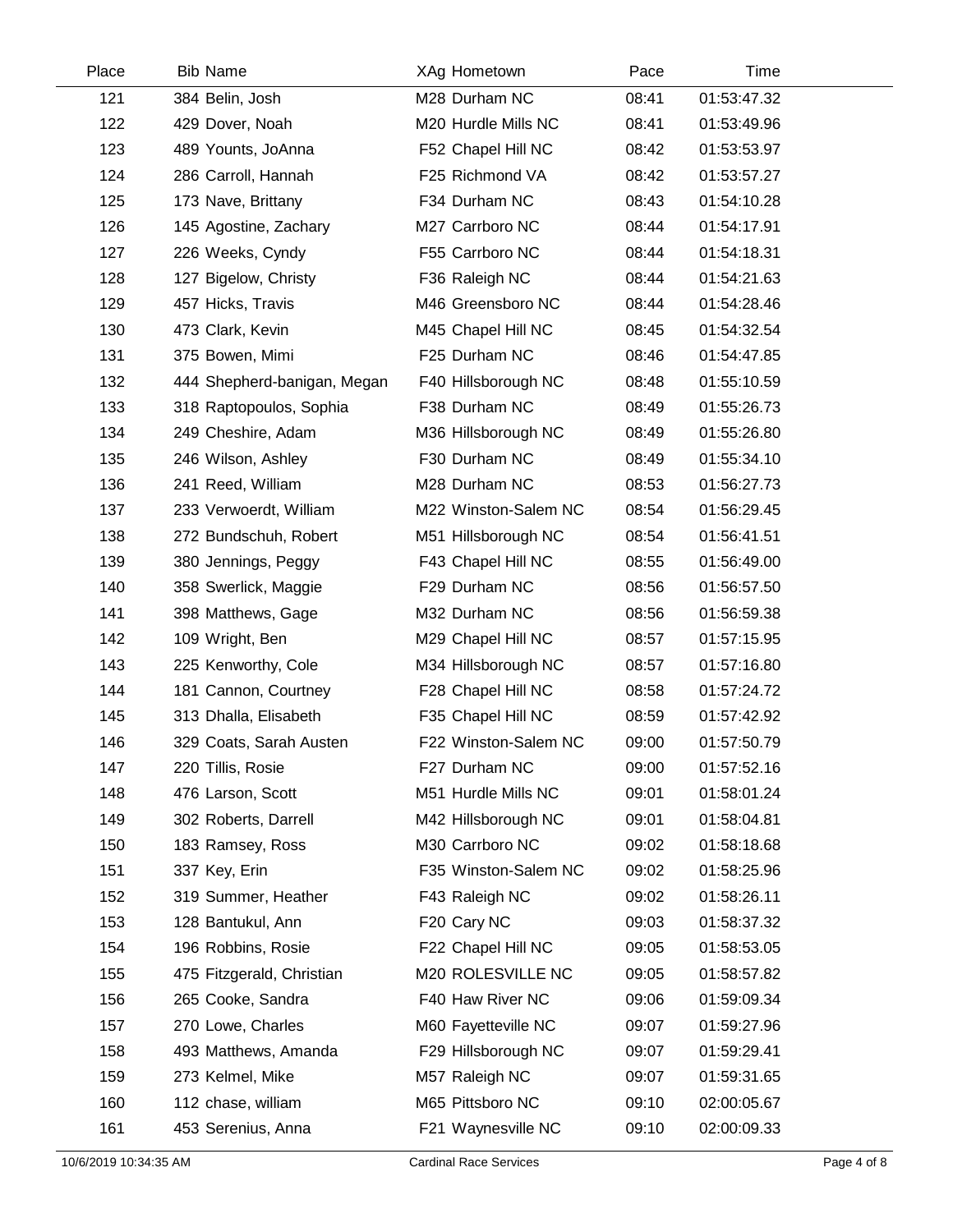| Place | Bib | Name | XAg | Hometown | Pace | Time |
|---|---|---|---|---|---|---|
| 121 | 384 | Belin, Josh | M28 | Durham NC | 08:41 | 01:53:47.32 |
| 122 | 429 | Dover, Noah | M20 | Hurdle Mills NC | 08:41 | 01:53:49.96 |
| 123 | 489 | Younts, JoAnna | F52 | Chapel Hill NC | 08:42 | 01:53:53.97 |
| 124 | 286 | Carroll, Hannah | F25 | Richmond VA | 08:42 | 01:53:57.27 |
| 125 | 173 | Nave, Brittany | F34 | Durham NC | 08:43 | 01:54:10.28 |
| 126 | 145 | Agostine, Zachary | M27 | Carrboro NC | 08:44 | 01:54:17.91 |
| 127 | 226 | Weeks, Cyndy | F55 | Carrboro NC | 08:44 | 01:54:18.31 |
| 128 | 127 | Bigelow, Christy | F36 | Raleigh NC | 08:44 | 01:54:21.63 |
| 129 | 457 | Hicks, Travis | M46 | Greensboro NC | 08:44 | 01:54:28.46 |
| 130 | 473 | Clark, Kevin | M45 | Chapel Hill NC | 08:45 | 01:54:32.54 |
| 131 | 375 | Bowen, Mimi | F25 | Durham NC | 08:46 | 01:54:47.85 |
| 132 | 444 | Shepherd-banigan, Megan | F40 | Hillsborough NC | 08:48 | 01:55:10.59 |
| 133 | 318 | Raptopoulos, Sophia | F38 | Durham NC | 08:49 | 01:55:26.73 |
| 134 | 249 | Cheshire, Adam | M36 | Hillsborough NC | 08:49 | 01:55:26.80 |
| 135 | 246 | Wilson, Ashley | F30 | Durham NC | 08:49 | 01:55:34.10 |
| 136 | 241 | Reed, William | M28 | Durham NC | 08:53 | 01:56:27.73 |
| 137 | 233 | Verwoerdt, William | M22 | Winston-Salem NC | 08:54 | 01:56:29.45 |
| 138 | 272 | Bundschuh, Robert | M51 | Hillsborough NC | 08:54 | 01:56:41.51 |
| 139 | 380 | Jennings, Peggy | F43 | Chapel Hill NC | 08:55 | 01:56:49.00 |
| 140 | 358 | Swerlick, Maggie | F29 | Durham NC | 08:56 | 01:56:57.50 |
| 141 | 398 | Matthews, Gage | M32 | Durham NC | 08:56 | 01:56:59.38 |
| 142 | 109 | Wright, Ben | M29 | Chapel Hill NC | 08:57 | 01:57:15.95 |
| 143 | 225 | Kenworthy, Cole | M34 | Hillsborough NC | 08:57 | 01:57:16.80 |
| 144 | 181 | Cannon, Courtney | F28 | Chapel Hill NC | 08:58 | 01:57:24.72 |
| 145 | 313 | Dhalla, Elisabeth | F35 | Chapel Hill NC | 08:59 | 01:57:42.92 |
| 146 | 329 | Coats, Sarah Austen | F22 | Winston-Salem NC | 09:00 | 01:57:50.79 |
| 147 | 220 | Tillis, Rosie | F27 | Durham NC | 09:00 | 01:57:52.16 |
| 148 | 476 | Larson, Scott | M51 | Hurdle Mills NC | 09:01 | 01:58:01.24 |
| 149 | 302 | Roberts, Darrell | M42 | Hillsborough NC | 09:01 | 01:58:04.81 |
| 150 | 183 | Ramsey, Ross | M30 | Carrboro NC | 09:02 | 01:58:18.68 |
| 151 | 337 | Key, Erin | F35 | Winston-Salem NC | 09:02 | 01:58:25.96 |
| 152 | 319 | Summer, Heather | F43 | Raleigh NC | 09:02 | 01:58:26.11 |
| 153 | 128 | Bantukul, Ann | F20 | Cary NC | 09:03 | 01:58:37.32 |
| 154 | 196 | Robbins, Rosie | F22 | Chapel Hill NC | 09:05 | 01:58:53.05 |
| 155 | 475 | Fitzgerald, Christian | M20 | ROLESVILLE NC | 09:05 | 01:58:57.82 |
| 156 | 265 | Cooke, Sandra | F40 | Haw River NC | 09:06 | 01:59:09.34 |
| 157 | 270 | Lowe, Charles | M60 | Fayetteville NC | 09:07 | 01:59:27.96 |
| 158 | 493 | Matthews, Amanda | F29 | Hillsborough NC | 09:07 | 01:59:29.41 |
| 159 | 273 | Kelmel, Mike | M57 | Raleigh NC | 09:07 | 01:59:31.65 |
| 160 | 112 | chase, william | M65 | Pittsboro NC | 09:10 | 02:00:05.67 |
| 161 | 453 | Serenius, Anna | F21 | Waynesville NC | 09:10 | 02:00:09.33 |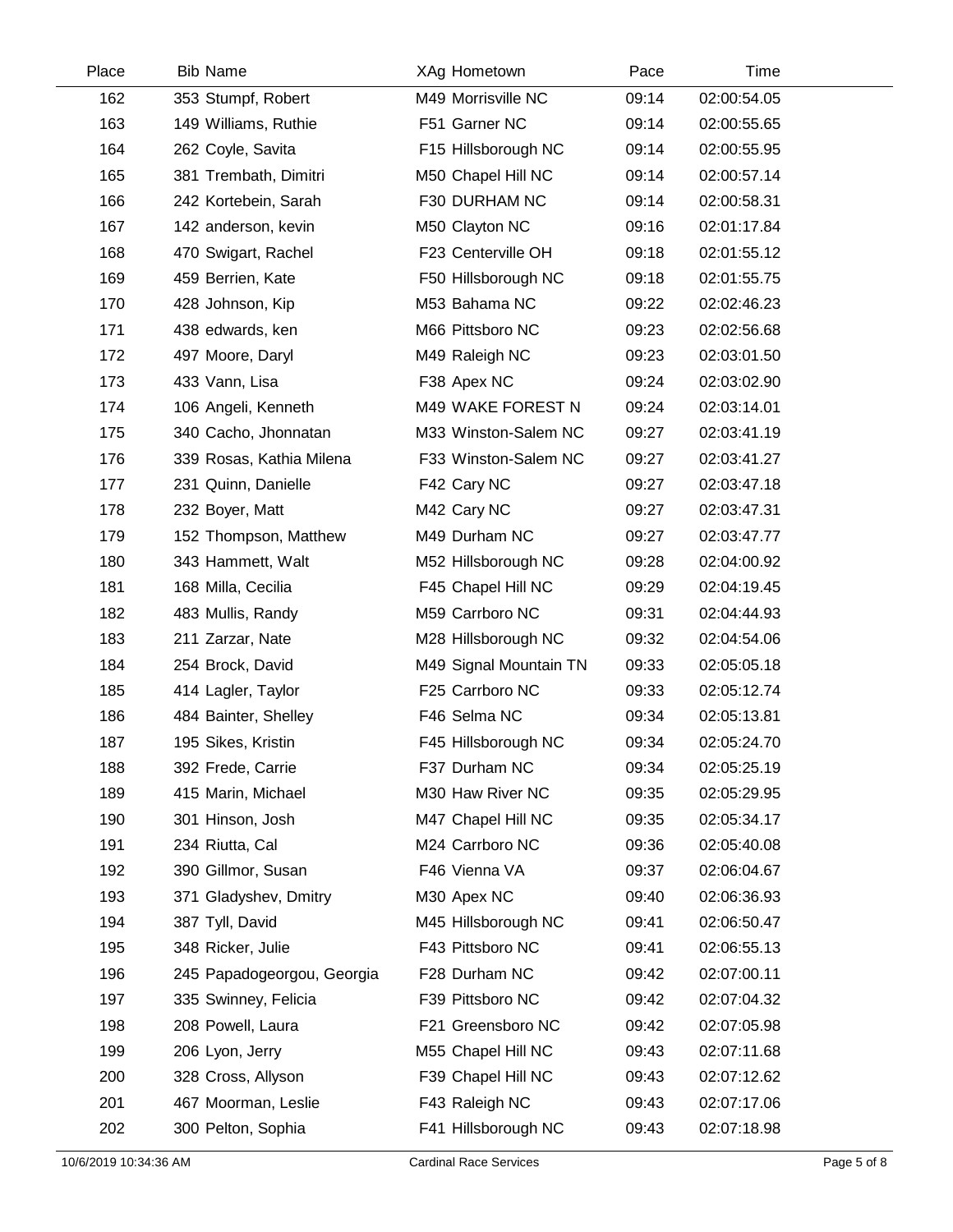| Place | Bib | Name | XAg | Hometown | Pace | Time |
|---|---|---|---|---|---|---|
| 162 | 353 | Stumpf, Robert | M49 | Morrisville NC | 09:14 | 02:00:54.05 |
| 163 | 149 | Williams, Ruthie | F51 | Garner NC | 09:14 | 02:00:55.65 |
| 164 | 262 | Coyle, Savita | F15 | Hillsborough NC | 09:14 | 02:00:55.95 |
| 165 | 381 | Trembath, Dimitri | M50 | Chapel Hill NC | 09:14 | 02:00:57.14 |
| 166 | 242 | Kortebein, Sarah | F30 | DURHAM NC | 09:14 | 02:00:58.31 |
| 167 | 142 | anderson, kevin | M50 | Clayton NC | 09:16 | 02:01:17.84 |
| 168 | 470 | Swigart, Rachel | F23 | Centerville OH | 09:18 | 02:01:55.12 |
| 169 | 459 | Berrien, Kate | F50 | Hillsborough NC | 09:18 | 02:01:55.75 |
| 170 | 428 | Johnson, Kip | M53 | Bahama NC | 09:22 | 02:02:46.23 |
| 171 | 438 | edwards, ken | M66 | Pittsboro NC | 09:23 | 02:02:56.68 |
| 172 | 497 | Moore, Daryl | M49 | Raleigh NC | 09:23 | 02:03:01.50 |
| 173 | 433 | Vann, Lisa | F38 | Apex NC | 09:24 | 02:03:02.90 |
| 174 | 106 | Angeli, Kenneth | M49 | WAKE FOREST N | 09:24 | 02:03:14.01 |
| 175 | 340 | Cacho, Jhonnatan | M33 | Winston-Salem NC | 09:27 | 02:03:41.19 |
| 176 | 339 | Rosas, Kathia Milena | F33 | Winston-Salem NC | 09:27 | 02:03:41.27 |
| 177 | 231 | Quinn, Danielle | F42 | Cary NC | 09:27 | 02:03:47.18 |
| 178 | 232 | Boyer, Matt | M42 | Cary NC | 09:27 | 02:03:47.31 |
| 179 | 152 | Thompson, Matthew | M49 | Durham NC | 09:27 | 02:03:47.77 |
| 180 | 343 | Hammett, Walt | M52 | Hillsborough NC | 09:28 | 02:04:00.92 |
| 181 | 168 | Milla, Cecilia | F45 | Chapel Hill NC | 09:29 | 02:04:19.45 |
| 182 | 483 | Mullis, Randy | M59 | Carrboro NC | 09:31 | 02:04:44.93 |
| 183 | 211 | Zarzar, Nate | M28 | Hillsborough NC | 09:32 | 02:04:54.06 |
| 184 | 254 | Brock, David | M49 | Signal Mountain TN | 09:33 | 02:05:05.18 |
| 185 | 414 | Lagler, Taylor | F25 | Carrboro NC | 09:33 | 02:05:12.74 |
| 186 | 484 | Bainter, Shelley | F46 | Selma NC | 09:34 | 02:05:13.81 |
| 187 | 195 | Sikes, Kristin | F45 | Hillsborough NC | 09:34 | 02:05:24.70 |
| 188 | 392 | Frede, Carrie | F37 | Durham NC | 09:34 | 02:05:25.19 |
| 189 | 415 | Marin, Michael | M30 | Haw River NC | 09:35 | 02:05:29.95 |
| 190 | 301 | Hinson, Josh | M47 | Chapel Hill NC | 09:35 | 02:05:34.17 |
| 191 | 234 | Riutta, Cal | M24 | Carrboro NC | 09:36 | 02:05:40.08 |
| 192 | 390 | Gillmor, Susan | F46 | Vienna VA | 09:37 | 02:06:04.67 |
| 193 | 371 | Gladyshev, Dmitry | M30 | Apex NC | 09:40 | 02:06:36.93 |
| 194 | 387 | Tyll, David | M45 | Hillsborough NC | 09:41 | 02:06:50.47 |
| 195 | 348 | Ricker, Julie | F43 | Pittsboro NC | 09:41 | 02:06:55.13 |
| 196 | 245 | Papadogeorgou, Georgia | F28 | Durham NC | 09:42 | 02:07:00.11 |
| 197 | 335 | Swinney, Felicia | F39 | Pittsboro NC | 09:42 | 02:07:04.32 |
| 198 | 208 | Powell, Laura | F21 | Greensboro NC | 09:42 | 02:07:05.98 |
| 199 | 206 | Lyon, Jerry | M55 | Chapel Hill NC | 09:43 | 02:07:11.68 |
| 200 | 328 | Cross, Allyson | F39 | Chapel Hill NC | 09:43 | 02:07:12.62 |
| 201 | 467 | Moorman, Leslie | F43 | Raleigh NC | 09:43 | 02:07:17.06 |
| 202 | 300 | Pelton, Sophia | F41 | Hillsborough NC | 09:43 | 02:07:18.98 |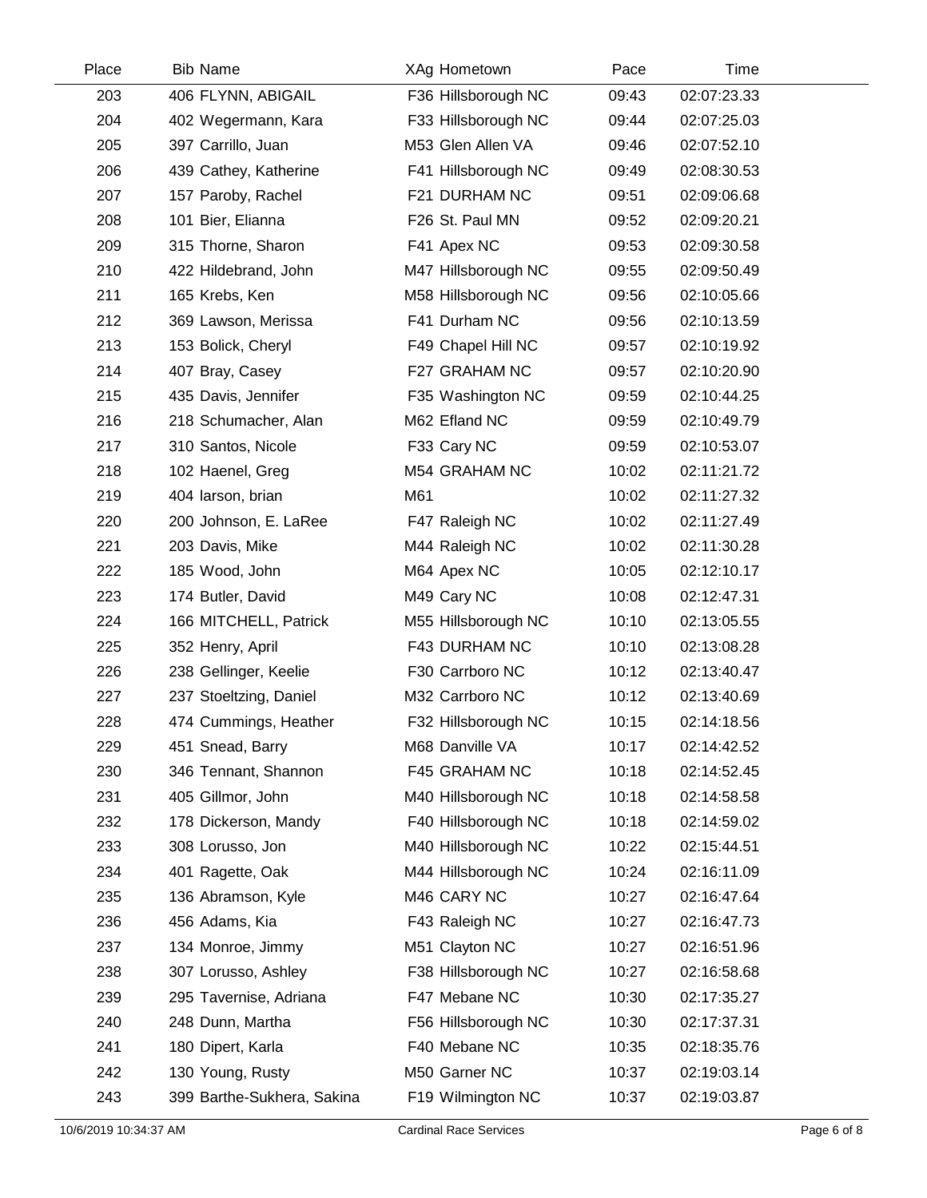| Place | Bib | Name | XAg | Hometown | Pace | Time |
|---|---|---|---|---|---|---|
| 203 | 406 | FLYNN, ABIGAIL | F36 | Hillsborough NC | 09:43 | 02:07:23.33 |
| 204 | 402 | Wegermann, Kara | F33 | Hillsborough NC | 09:44 | 02:07:25.03 |
| 205 | 397 | Carrillo, Juan | M53 | Glen Allen VA | 09:46 | 02:07:52.10 |
| 206 | 439 | Cathey, Katherine | F41 | Hillsborough NC | 09:49 | 02:08:30.53 |
| 207 | 157 | Paroby, Rachel | F21 | DURHAM NC | 09:51 | 02:09:06.68 |
| 208 | 101 | Bier, Elianna | F26 | St. Paul MN | 09:52 | 02:09:20.21 |
| 209 | 315 | Thorne, Sharon | F41 | Apex NC | 09:53 | 02:09:30.58 |
| 210 | 422 | Hildebrand, John | M47 | Hillsborough NC | 09:55 | 02:09:50.49 |
| 211 | 165 | Krebs, Ken | M58 | Hillsborough NC | 09:56 | 02:10:05.66 |
| 212 | 369 | Lawson, Merissa | F41 | Durham NC | 09:56 | 02:10:13.59 |
| 213 | 153 | Bolick, Cheryl | F49 | Chapel Hill NC | 09:57 | 02:10:19.92 |
| 214 | 407 | Bray, Casey | F27 | GRAHAM NC | 09:57 | 02:10:20.90 |
| 215 | 435 | Davis, Jennifer | F35 | Washington NC | 09:59 | 02:10:44.25 |
| 216 | 218 | Schumacher, Alan | M62 | Efland NC | 09:59 | 02:10:49.79 |
| 217 | 310 | Santos, Nicole | F33 | Cary NC | 09:59 | 02:10:53.07 |
| 218 | 102 | Haenel, Greg | M54 | GRAHAM NC | 10:02 | 02:11:21.72 |
| 219 | 404 | larson, brian | M61 | | 10:02 | 02:11:27.32 |
| 220 | 200 | Johnson, E. LaRee | F47 | Raleigh NC | 10:02 | 02:11:27.49 |
| 221 | 203 | Davis, Mike | M44 | Raleigh NC | 10:02 | 02:11:30.28 |
| 222 | 185 | Wood, John | M64 | Apex NC | 10:05 | 02:12:10.17 |
| 223 | 174 | Butler, David | M49 | Cary NC | 10:08 | 02:12:47.31 |
| 224 | 166 | MITCHELL, Patrick | M55 | Hillsborough NC | 10:10 | 02:13:05.55 |
| 225 | 352 | Henry, April | F43 | DURHAM NC | 10:10 | 02:13:08.28 |
| 226 | 238 | Gellinger, Keelie | F30 | Carrboro NC | 10:12 | 02:13:40.47 |
| 227 | 237 | Stoeltzing, Daniel | M32 | Carrboro NC | 10:12 | 02:13:40.69 |
| 228 | 474 | Cummings, Heather | F32 | Hillsborough NC | 10:15 | 02:14:18.56 |
| 229 | 451 | Snead, Barry | M68 | Danville VA | 10:17 | 02:14:42.52 |
| 230 | 346 | Tennant, Shannon | F45 | GRAHAM NC | 10:18 | 02:14:52.45 |
| 231 | 405 | Gillmor, John | M40 | Hillsborough NC | 10:18 | 02:14:58.58 |
| 232 | 178 | Dickerson, Mandy | F40 | Hillsborough NC | 10:18 | 02:14:59.02 |
| 233 | 308 | Lorusso, Jon | M40 | Hillsborough NC | 10:22 | 02:15:44.51 |
| 234 | 401 | Ragette, Oak | M44 | Hillsborough NC | 10:24 | 02:16:11.09 |
| 235 | 136 | Abramson, Kyle | M46 | CARY NC | 10:27 | 02:16:47.64 |
| 236 | 456 | Adams, Kia | F43 | Raleigh NC | 10:27 | 02:16:47.73 |
| 237 | 134 | Monroe, Jimmy | M51 | Clayton NC | 10:27 | 02:16:51.96 |
| 238 | 307 | Lorusso, Ashley | F38 | Hillsborough NC | 10:27 | 02:16:58.68 |
| 239 | 295 | Tavernise, Adriana | F47 | Mebane NC | 10:30 | 02:17:35.27 |
| 240 | 248 | Dunn, Martha | F56 | Hillsborough NC | 10:30 | 02:17:37.31 |
| 241 | 180 | Dipert, Karla | F40 | Mebane NC | 10:35 | 02:18:35.76 |
| 242 | 130 | Young, Rusty | M50 | Garner NC | 10:37 | 02:19:03.14 |
| 243 | 399 | Barthe-Sukhera, Sakina | F19 | Wilmington NC | 10:37 | 02:19:03.87 |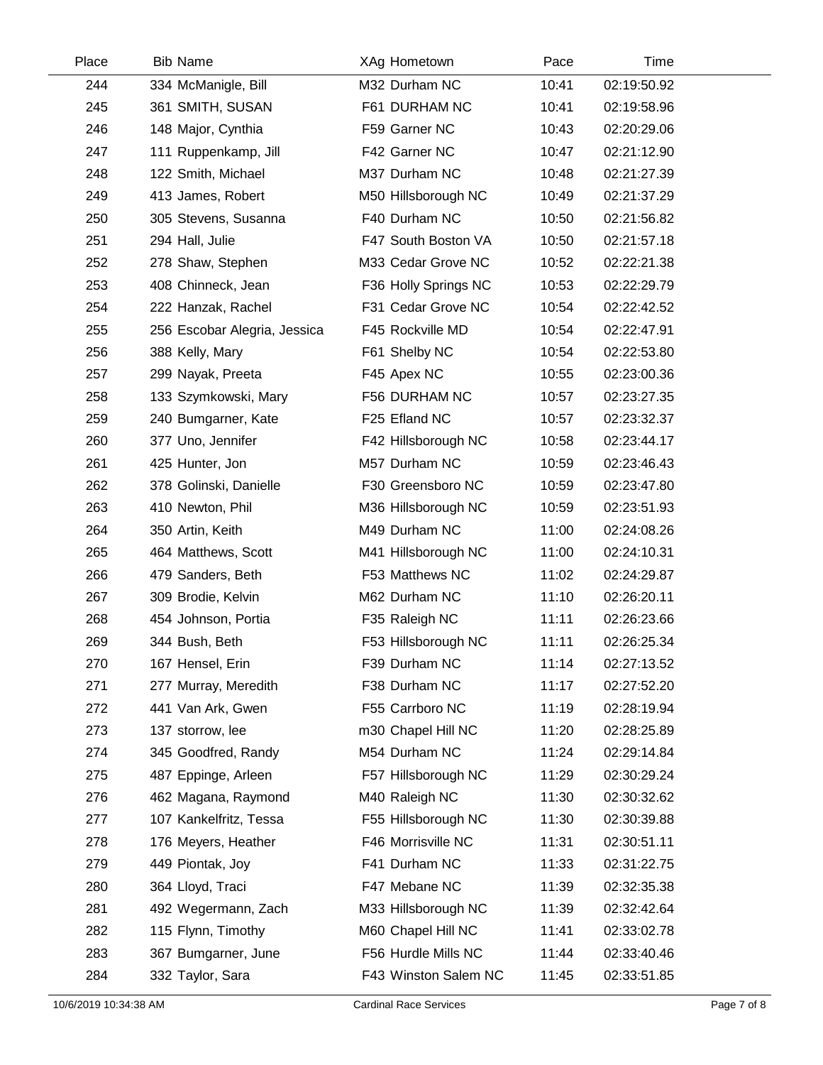| Place | Bib | Name | XAg | Hometown | Pace | Time |
|---|---|---|---|---|---|---|
| 244 | 334 | McManigle, Bill | M32 | Durham NC | 10:41 | 02:19:50.92 |
| 245 | 361 | SMITH, SUSAN | F61 | DURHAM NC | 10:41 | 02:19:58.96 |
| 246 | 148 | Major, Cynthia | F59 | Garner NC | 10:43 | 02:20:29.06 |
| 247 | 111 | Ruppenkamp, Jill | F42 | Garner NC | 10:47 | 02:21:12.90 |
| 248 | 122 | Smith, Michael | M37 | Durham NC | 10:48 | 02:21:27.39 |
| 249 | 413 | James, Robert | M50 | Hillsborough NC | 10:49 | 02:21:37.29 |
| 250 | 305 | Stevens, Susanna | F40 | Durham NC | 10:50 | 02:21:56.82 |
| 251 | 294 | Hall, Julie | F47 | South Boston VA | 10:50 | 02:21:57.18 |
| 252 | 278 | Shaw, Stephen | M33 | Cedar Grove NC | 10:52 | 02:22:21.38 |
| 253 | 408 | Chinneck, Jean | F36 | Holly Springs NC | 10:53 | 02:22:29.79 |
| 254 | 222 | Hanzak, Rachel | F31 | Cedar Grove NC | 10:54 | 02:22:42.52 |
| 255 | 256 | Escobar Alegria, Jessica | F45 | Rockville MD | 10:54 | 02:22:47.91 |
| 256 | 388 | Kelly, Mary | F61 | Shelby NC | 10:54 | 02:22:53.80 |
| 257 | 299 | Nayak, Preeta | F45 | Apex NC | 10:55 | 02:23:00.36 |
| 258 | 133 | Szymkowski, Mary | F56 | DURHAM NC | 10:57 | 02:23:27.35 |
| 259 | 240 | Bumgarner, Kate | F25 | Efland NC | 10:57 | 02:23:32.37 |
| 260 | 377 | Uno, Jennifer | F42 | Hillsborough NC | 10:58 | 02:23:44.17 |
| 261 | 425 | Hunter, Jon | M57 | Durham NC | 10:59 | 02:23:46.43 |
| 262 | 378 | Golinski, Danielle | F30 | Greensboro NC | 10:59 | 02:23:47.80 |
| 263 | 410 | Newton, Phil | M36 | Hillsborough NC | 10:59 | 02:23:51.93 |
| 264 | 350 | Artin, Keith | M49 | Durham NC | 11:00 | 02:24:08.26 |
| 265 | 464 | Matthews, Scott | M41 | Hillsborough NC | 11:00 | 02:24:10.31 |
| 266 | 479 | Sanders, Beth | F53 | Matthews NC | 11:02 | 02:24:29.87 |
| 267 | 309 | Brodie, Kelvin | M62 | Durham NC | 11:10 | 02:26:20.11 |
| 268 | 454 | Johnson, Portia | F35 | Raleigh NC | 11:11 | 02:26:23.66 |
| 269 | 344 | Bush, Beth | F53 | Hillsborough NC | 11:11 | 02:26:25.34 |
| 270 | 167 | Hensel, Erin | F39 | Durham NC | 11:14 | 02:27:13.52 |
| 271 | 277 | Murray, Meredith | F38 | Durham NC | 11:17 | 02:27:52.20 |
| 272 | 441 | Van Ark, Gwen | F55 | Carrboro NC | 11:19 | 02:28:19.94 |
| 273 | 137 | storrow, lee | m30 | Chapel Hill NC | 11:20 | 02:28:25.89 |
| 274 | 345 | Goodfred, Randy | M54 | Durham NC | 11:24 | 02:29:14.84 |
| 275 | 487 | Eppinge, Arleen | F57 | Hillsborough NC | 11:29 | 02:30:29.24 |
| 276 | 462 | Magana, Raymond | M40 | Raleigh NC | 11:30 | 02:30:32.62 |
| 277 | 107 | Kankelfritz, Tessa | F55 | Hillsborough NC | 11:30 | 02:30:39.88 |
| 278 | 176 | Meyers, Heather | F46 | Morrisville NC | 11:31 | 02:30:51.11 |
| 279 | 449 | Piontak, Joy | F41 | Durham NC | 11:33 | 02:31:22.75 |
| 280 | 364 | Lloyd, Traci | F47 | Mebane NC | 11:39 | 02:32:35.38 |
| 281 | 492 | Wegermann, Zach | M33 | Hillsborough NC | 11:39 | 02:32:42.64 |
| 282 | 115 | Flynn, Timothy | M60 | Chapel Hill NC | 11:41 | 02:33:02.78 |
| 283 | 367 | Bumgarner, June | F56 | Hurdle Mills NC | 11:44 | 02:33:40.46 |
| 284 | 332 | Taylor, Sara | F43 | Winston Salem NC | 11:45 | 02:33:51.85 |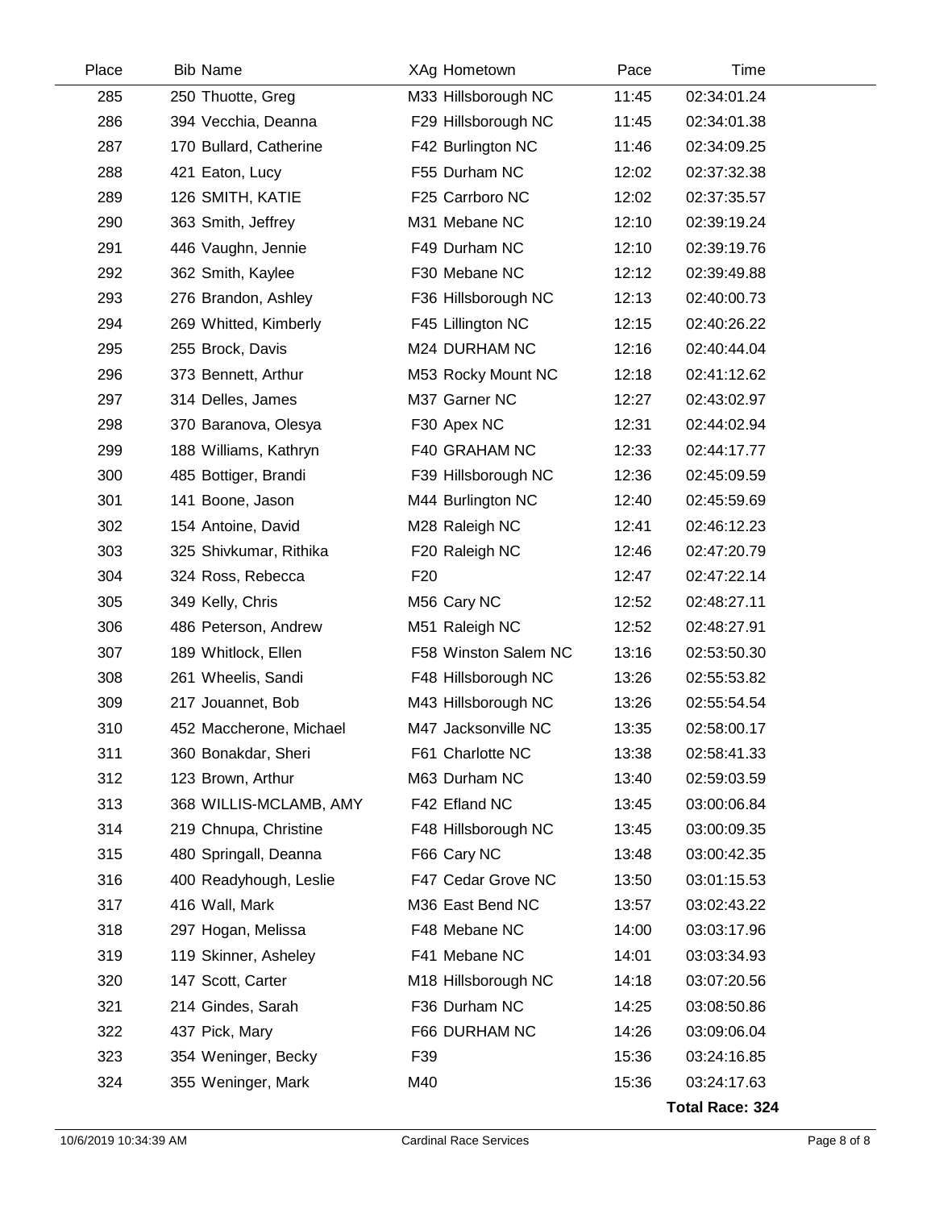| Place | Bib | Name | XAg | Hometown | Pace | Time |
|---|---|---|---|---|---|---|
| 285 | 250 | Thuotte, Greg | M33 | Hillsborough NC | 11:45 | 02:34:01.24 |
| 286 | 394 | Vecchia, Deanna | F29 | Hillsborough NC | 11:45 | 02:34:01.38 |
| 287 | 170 | Bullard, Catherine | F42 | Burlington NC | 11:46 | 02:34:09.25 |
| 288 | 421 | Eaton, Lucy | F55 | Durham NC | 12:02 | 02:37:32.38 |
| 289 | 126 | SMITH, KATIE | F25 | Carrboro NC | 12:02 | 02:37:35.57 |
| 290 | 363 | Smith, Jeffrey | M31 | Mebane NC | 12:10 | 02:39:19.24 |
| 291 | 446 | Vaughn, Jennie | F49 | Durham NC | 12:10 | 02:39:19.76 |
| 292 | 362 | Smith, Kaylee | F30 | Mebane NC | 12:12 | 02:39:49.88 |
| 293 | 276 | Brandon, Ashley | F36 | Hillsborough NC | 12:13 | 02:40:00.73 |
| 294 | 269 | Whitted, Kimberly | F45 | Lillington NC | 12:15 | 02:40:26.22 |
| 295 | 255 | Brock, Davis | M24 | DURHAM NC | 12:16 | 02:40:44.04 |
| 296 | 373 | Bennett, Arthur | M53 | Rocky Mount NC | 12:18 | 02:41:12.62 |
| 297 | 314 | Delles, James | M37 | Garner NC | 12:27 | 02:43:02.97 |
| 298 | 370 | Baranova, Olesya | F30 | Apex NC | 12:31 | 02:44:02.94 |
| 299 | 188 | Williams, Kathryn | F40 | GRAHAM NC | 12:33 | 02:44:17.77 |
| 300 | 485 | Bottiger, Brandi | F39 | Hillsborough NC | 12:36 | 02:45:09.59 |
| 301 | 141 | Boone, Jason | M44 | Burlington NC | 12:40 | 02:45:59.69 |
| 302 | 154 | Antoine, David | M28 | Raleigh NC | 12:41 | 02:46:12.23 |
| 303 | 325 | Shivkumar, Rithika | F20 | Raleigh NC | 12:46 | 02:47:20.79 |
| 304 | 324 | Ross, Rebecca | F20 | | 12:47 | 02:47:22.14 |
| 305 | 349 | Kelly, Chris | M56 | Cary NC | 12:52 | 02:48:27.11 |
| 306 | 486 | Peterson, Andrew | M51 | Raleigh NC | 12:52 | 02:48:27.91 |
| 307 | 189 | Whitlock, Ellen | F58 | Winston Salem NC | 13:16 | 02:53:50.30 |
| 308 | 261 | Wheelis, Sandi | F48 | Hillsborough NC | 13:26 | 02:55:53.82 |
| 309 | 217 | Jouannet, Bob | M43 | Hillsborough NC | 13:26 | 02:55:54.54 |
| 310 | 452 | Maccherone, Michael | M47 | Jacksonville NC | 13:35 | 02:58:00.17 |
| 311 | 360 | Bonakdar, Sheri | F61 | Charlotte NC | 13:38 | 02:58:41.33 |
| 312 | 123 | Brown, Arthur | M63 | Durham NC | 13:40 | 02:59:03.59 |
| 313 | 368 | WILLIS-MCLAMB, AMY | F42 | Efland NC | 13:45 | 03:00:06.84 |
| 314 | 219 | Chnupa, Christine | F48 | Hillsborough NC | 13:45 | 03:00:09.35 |
| 315 | 480 | Springall, Deanna | F66 | Cary NC | 13:48 | 03:00:42.35 |
| 316 | 400 | Readyhough, Leslie | F47 | Cedar Grove NC | 13:50 | 03:01:15.53 |
| 317 | 416 | Wall, Mark | M36 | East Bend NC | 13:57 | 03:02:43.22 |
| 318 | 297 | Hogan, Melissa | F48 | Mebane NC | 14:00 | 03:03:17.96 |
| 319 | 119 | Skinner, Asheley | F41 | Mebane NC | 14:01 | 03:03:34.93 |
| 320 | 147 | Scott, Carter | M18 | Hillsborough NC | 14:18 | 03:07:20.56 |
| 321 | 214 | Gindes, Sarah | F36 | Durham NC | 14:25 | 03:08:50.86 |
| 322 | 437 | Pick, Mary | F66 | DURHAM NC | 14:26 | 03:09:06.04 |
| 323 | 354 | Weninger, Becky | F39 | | 15:36 | 03:24:16.85 |
| 324 | 355 | Weninger, Mark | M40 | | 15:36 | 03:24:17.63 |

**Total Race: 324**